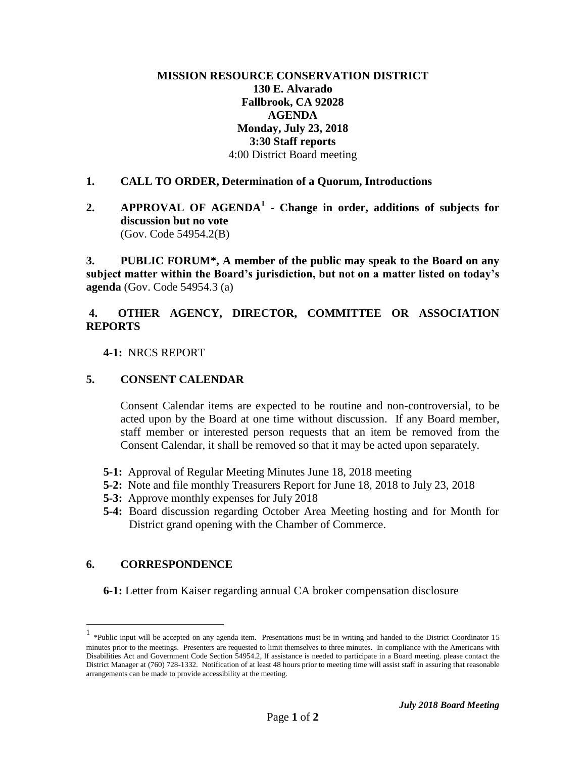**MISSION RESOURCE CONSERVATION DISTRICT**
**130 E. Alvarado**
**Fallbrook, CA 92028**
**AGENDA**
**Monday, July 23, 2018**
**3:30 Staff reports**
4:00 District Board meeting

**1. CALL TO ORDER, Determination of a Quorum, Introductions**

**2. APPROVAL OF AGENDA[1] - Change in order, additions of subjects for discussion but no vote**
(Gov. Code 54954.2(B)

**3. PUBLIC FORUM*, A member of the public may speak to the Board on any subject matter within the Board's jurisdiction, but not on a matter listed on today's agenda** (Gov. Code 54954.3 (a)

**4. OTHER AGENCY, DIRECTOR, COMMITTEE OR ASSOCIATION REPORTS**

**4-1:** NRCS REPORT

**5. CONSENT CALENDAR**

Consent Calendar items are expected to be routine and non-controversial, to be acted upon by the Board at one time without discussion. If any Board member, staff member or interested person requests that an item be removed from the Consent Calendar, it shall be removed so that it may be acted upon separately.

**5-1:** Approval of Regular Meeting Minutes June 18, 2018 meeting
**5-2:** Note and file monthly Treasurers Report for June 18, 2018 to July 23, 2018
**5-3:** Approve monthly expenses for July 2018
**5-4:** Board discussion regarding October Area Meeting hosting and for Month for District grand opening with the Chamber of Commerce.

**6. CORRESPONDENCE**

**6-1:** Letter from Kaiser regarding annual CA broker compensation disclosure

---

[1] *Public input will be accepted on any agenda item. Presentations must be in writing and handed to the District Coordinator 15 minutes prior to the meetings. Presenters are requested to limit themselves to three minutes. In compliance with the Americans with Disabilities Act and Government Code Section 54954.2, lf assistance is needed to participate in a Board meeting. please contact the District Manager at (760) 728-1332. Notification of at least 48 hours prior to meeting time will assist staff in assuring that reasonable arrangements can be made to provide accessibility at the meeting.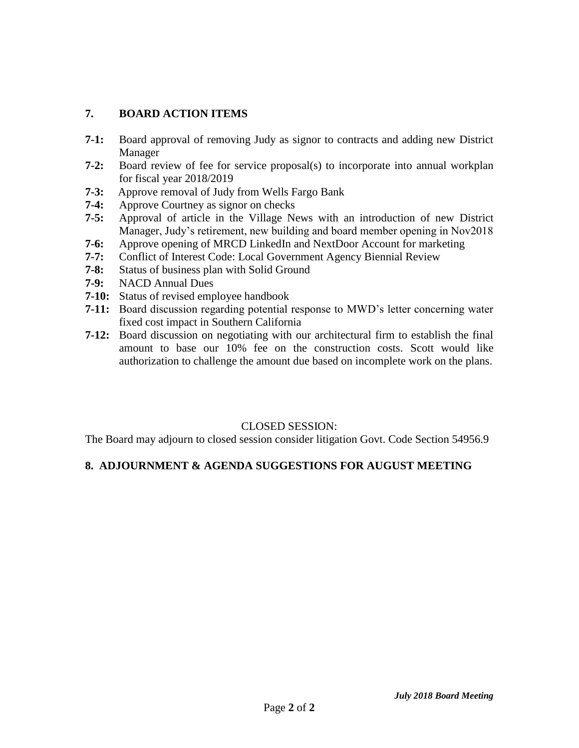## 7. BOARD ACTION ITEMS

- **7-1:** Board approval of removing Judy as signor to contracts and adding new District Manager
- **7-2:** Board review of fee for service proposal(s) to incorporate into annual workplan for fiscal year 2018/2019
- **7-3:** Approve removal of Judy from Wells Fargo Bank
- **7-4:** Approve Courtney as signor on checks
- **7-5:** Approval of article in the Village News with an introduction of new District Manager, Judy's retirement, new building and board member opening in Nov2018
- **7-6:** Approve opening of MRCD LinkedIn and NextDoor Account for marketing
- **7-7:** Conflict of Interest Code: Local Government Agency Biennial Review
- **7-8:** Status of business plan with Solid Ground
- **7-9:** NACD Annual Dues
- **7-10:** Status of revised employee handbook
- **7-11:** Board discussion regarding potential response to MWD's letter concerning water fixed cost impact in Southern California
- **7-12:** Board discussion on negotiating with our architectural firm to establish the final amount to base our 10% fee on the construction costs. Scott would like authorization to challenge the amount due based on incomplete work on the plans.

CLOSED SESSION:

The Board may adjourn to closed session consider litigation Govt. Code Section 54956.9

## 8. ADJOURNMENT & AGENDA SUGGESTIONS FOR AUGUST MEETING